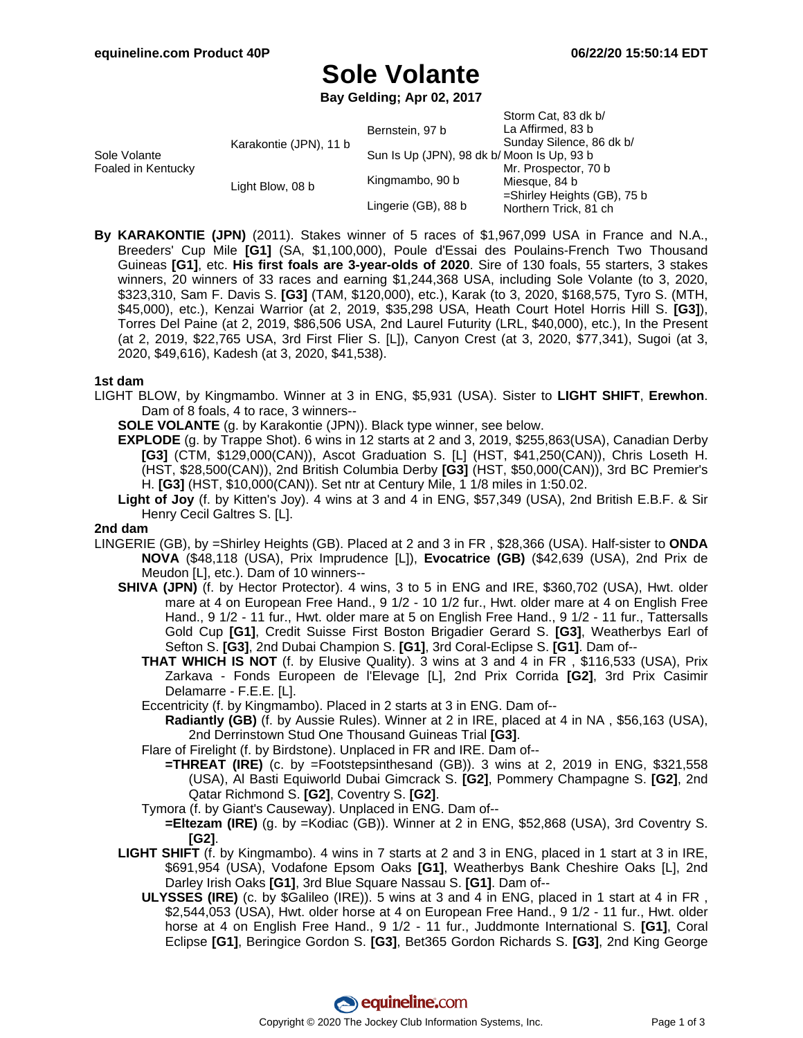# Sole Volante

**Bay Gelding; Apr 02, 2017**

| | | | |
|---|---|---|---|
| Sole Volante Foaled in Kentucky | Karakontie (JPN), 11 b | Bernstein, 97 b | Storm Cat, 83 dk b/ |
| | | | La Affirmed, 83 b |
| | | Sun Is Up (JPN), 98 dk b/ | Sunday Silence, 86 dk b/ |
| | | | Moon Is Up, 93 b |
| | Light Blow, 08 b | Kingmambo, 90 b | Mr. Prospector, 70 b |
| | | | Miesque, 84 b |
| | | Lingerie (GB), 88 b | =Shirley Heights (GB), 75 b |
| | | | Northern Trick, 81 ch |

**By KARAKONTIE (JPN)** (2011). Stakes winner of 5 races of $1,967,099 USA in France and N.A., Breeders' Cup Mile **[G1]** (SA, $1,100,000), Poule d'Essai des Poulains-French Two Thousand Guineas **[G1]**, etc. **His first foals are 3-year-olds of 2020**. Sire of 130 foals, 55 starters, 3 stakes winners, 20 winners of 33 races and earning $1,244,368 USA, including Sole Volante (to 3, 2020, $323,310, Sam F. Davis S. **[G3]** (TAM, $120,000), etc.), Karak (to 3, 2020, $168,575, Tyro S. (MTH, $45,000), etc.), Kenzai Warrior (at 2, 2019, $35,298 USA, Heath Court Hotel Horris Hill S. **[G3]**), Torres Del Paine (at 2, 2019, $86,506 USA, 2nd Laurel Futurity (LRL, $40,000), etc.), In the Present (at 2, 2019, $22,765 USA, 3rd First Flier S. [L]), Canyon Crest (at 3, 2020, $77,341), Sugoi (at 3, 2020, $49,616), Kadesh (at 3, 2020, $41,538).

**1st dam**

LIGHT BLOW, by Kingmambo. Winner at 3 in ENG, $5,931 (USA). Sister to **LIGHT SHIFT**, **Erewhon**. Dam of 8 foals, 4 to race, 3 winners--

- **SOLE VOLANTE** (g. by Karakontie (JPN)). Black type winner, see below.
- **EXPLODE** (g. by Trappe Shot). 6 wins in 12 starts at 2 and 3, 2019, $255,863(USA), Canadian Derby **[G3]** (CTM, $129,000(CAN)), Ascot Graduation S. [L] (HST, $41,250(CAN)), Chris Loseth H. (HST, $28,500(CAN)), 2nd British Columbia Derby **[G3]** (HST, $50,000(CAN)), 3rd BC Premier's H. **[G3]** (HST, $10,000(CAN)). Set ntr at Century Mile, 1 1/8 miles in 1:50.02.
- **Light of Joy** (f. by Kitten's Joy). 4 wins at 3 and 4 in ENG, $57,349 (USA), 2nd British E.B.F. & Sir Henry Cecil Galtres S. [L].

**2nd dam**

LINGERIE (GB), by =Shirley Heights (GB). Placed at 2 and 3 in FR , $28,366 (USA). Half-sister to **ONDA NOVA** ($48,118 (USA), Prix Imprudence [L]), **Evocatrice (GB)** ($42,639 (USA), 2nd Prix de Meudon [L], etc.). Dam of 10 winners--

- **SHIVA (JPN)** (f. by Hector Protector). 4 wins, 3 to 5 in ENG and IRE, $360,702 (USA), Hwt. older mare at 4 on European Free Hand., 9 1/2 - 10 1/2 fur., Hwt. older mare at 4 on English Free Hand., 9 1/2 - 11 fur., Hwt. older mare at 5 on English Free Hand., 9 1/2 - 11 fur., Tattersalls Gold Cup **[G1]**, Credit Suisse First Boston Brigadier Gerard S. **[G3]**, Weatherbys Earl of Sefton S. **[G3]**, 2nd Dubai Champion S. **[G1]**, 3rd Coral-Eclipse S. **[G1]**. Dam of--
  - **THAT WHICH IS NOT** (f. by Elusive Quality). 3 wins at 3 and 4 in FR , $116,533 (USA), Prix Zarkava - Fonds Europeen de l'Elevage [L], 2nd Prix Corrida **[G2]**, 3rd Prix Casimir Delamarre - F.E.E. [L].
  - Eccentricity (f. by Kingmambo). Placed in 2 starts at 3 in ENG. Dam of--
    - **Radiantly (GB)** (f. by Aussie Rules). Winner at 2 in IRE, placed at 4 in NA , $56,163 (USA), 2nd Derrinstown Stud One Thousand Guineas Trial **[G3]**.
  - Flare of Firelight (f. by Birdstone). Unplaced in FR and IRE. Dam of--
    - **=THREAT (IRE)** (c. by =Footstepsinthesand (GB)). 3 wins at 2, 2019 in ENG, $321,558 (USA), Al Basti Equiworld Dubai Gimcrack S. **[G2]**, Pommery Champagne S. **[G2]**, 2nd Qatar Richmond S. **[G2]**, Coventry S. **[G2]**.
  - Tymora (f. by Giant's Causeway). Unplaced in ENG. Dam of--
    - **=Eltezam (IRE)** (g. by =Kodiac (GB)). Winner at 2 in ENG, $52,868 (USA), 3rd Coventry S. **[G2]**.
- **LIGHT SHIFT** (f. by Kingmambo). 4 wins in 7 starts at 2 and 3 in ENG, placed in 1 start at 3 in IRE, $691,954 (USA), Vodafone Epsom Oaks **[G1]**, Weatherbys Bank Cheshire Oaks [L], 2nd Darley Irish Oaks **[G1]**, 3rd Blue Square Nassau S. **[G1]**. Dam of--
  - **ULYSSES (IRE)** (c. by $Galileo (IRE)). 5 wins at 3 and 4 in ENG, placed in 1 start at 4 in FR , $2,544,053 (USA), Hwt. older horse at 4 on European Free Hand., 9 1/2 - 11 fur., Hwt. older horse at 4 on English Free Hand., 9 1/2 - 11 fur., Juddmonte International S. **[G1]**, Coral Eclipse **[G1]**, Beringice Gordon S. **[G3]**, Bet365 Gordon Richards S. **[G3]**, 2nd King George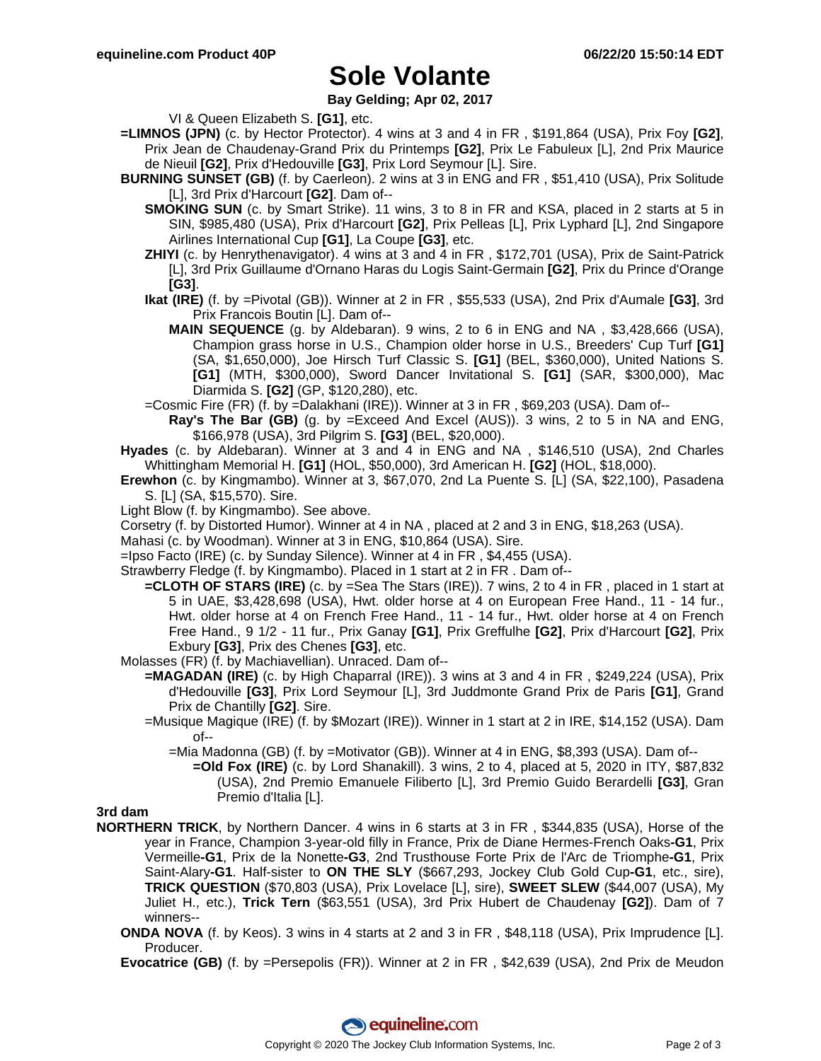# Sole Volante

**Bay Gelding; Apr 02, 2017**

VI & Queen Elizabeth S. **[G1]**, etc.

**=LIMNOS (JPN)** (c. by Hector Protector). 4 wins at 3 and 4 in FR , $191,864 (USA), Prix Foy **[G2]**, Prix Jean de Chaudenay-Grand Prix du Printemps **[G2]**, Prix Le Fabuleux [L], 2nd Prix Maurice de Nieuil **[G2]**, Prix d'Hedouville **[G3]**, Prix Lord Seymour [L]. Sire.

**BURNING SUNSET (GB)** (f. by Caerleon). 2 wins at 3 in ENG and FR , $51,410 (USA), Prix Solitude [L], 3rd Prix d'Harcourt **[G2]**. Dam of--

**SMOKING SUN** (c. by Smart Strike). 11 wins, 3 to 8 in FR and KSA, placed in 2 starts at 5 in SIN, $985,480 (USA), Prix d'Harcourt **[G2]**, Prix Pelleas [L], Prix Lyphard [L], 2nd Singapore Airlines International Cup **[G1]**, La Coupe **[G3]**, etc.

**ZHIYI** (c. by Henrythenavigator). 4 wins at 3 and 4 in FR , $172,701 (USA), Prix de Saint-Patrick [L], 3rd Prix Guillaume d'Ornano Haras du Logis Saint-Germain **[G2]**, Prix du Prince d'Orange **[G3]**.

**Ikat (IRE)** (f. by =Pivotal (GB)). Winner at 2 in FR , $55,533 (USA), 2nd Prix d'Aumale **[G3]**, 3rd Prix Francois Boutin [L]. Dam of--

**MAIN SEQUENCE** (g. by Aldebaran). 9 wins, 2 to 6 in ENG and NA , $3,428,666 (USA), Champion grass horse in U.S., Champion older horse in U.S., Breeders' Cup Turf **[G1]** (SA, $1,650,000), Joe Hirsch Turf Classic S. **[G1]** (BEL, $360,000), United Nations S. **[G1]** (MTH, $300,000), Sword Dancer Invitational S. **[G1]** (SAR, $300,000), Mac Diarmida S. **[G2]** (GP, $120,280), etc.

=Cosmic Fire (FR) (f. by =Dalakhani (IRE)). Winner at 3 in FR , $69,203 (USA). Dam of--

**Ray's The Bar (GB)** (g. by =Exceed And Excel (AUS)). 3 wins, 2 to 5 in NA and ENG, $166,978 (USA), 3rd Pilgrim S. **[G3]** (BEL, $20,000).

**Hyades** (c. by Aldebaran). Winner at 3 and 4 in ENG and NA , $146,510 (USA), 2nd Charles Whittingham Memorial H. **[G1]** (HOL, $50,000), 3rd American H. **[G2]** (HOL, $18,000).

**Erewhon** (c. by Kingmambo). Winner at 3, $67,070, 2nd La Puente S. [L] (SA, $22,100), Pasadena S. [L] (SA, $15,570). Sire.

Light Blow (f. by Kingmambo). See above.

Corsetry (f. by Distorted Humor). Winner at 4 in NA , placed at 2 and 3 in ENG, $18,263 (USA).

Mahasi (c. by Woodman). Winner at 3 in ENG, $10,864 (USA). Sire.

=Ipso Facto (IRE) (c. by Sunday Silence). Winner at 4 in FR , $4,455 (USA).

Strawberry Fledge (f. by Kingmambo). Placed in 1 start at 2 in FR . Dam of--

**=CLOTH OF STARS (IRE)** (c. by =Sea The Stars (IRE)). 7 wins, 2 to 4 in FR , placed in 1 start at 5 in UAE, $3,428,698 (USA), Hwt. older horse at 4 on European Free Hand., 11 - 14 fur., Hwt. older horse at 4 on French Free Hand., 11 - 14 fur., Hwt. older horse at 4 on French Free Hand., 9 1/2 - 11 fur., Prix Ganay **[G1]**, Prix Greffulhe **[G2]**, Prix d'Harcourt **[G2]**, Prix Exbury **[G3]**, Prix des Chenes **[G3]**, etc.

Molasses (FR) (f. by Machiavellian). Unraced. Dam of--

**=MAGADAN (IRE)** (c. by High Chaparral (IRE)). 3 wins at 3 and 4 in FR , $249,224 (USA), Prix d'Hedouville **[G3]**, Prix Lord Seymour [L], 3rd Juddmonte Grand Prix de Paris **[G1]**, Grand Prix de Chantilly **[G2]**. Sire.

=Musique Magique (IRE) (f. by $Mozart (IRE)). Winner in 1 start at 2 in IRE, $14,152 (USA). Dam of--

=Mia Madonna (GB) (f. by =Motivator (GB)). Winner at 4 in ENG, $8,393 (USA). Dam of--

**=Old Fox (IRE)** (c. by Lord Shanakill). 3 wins, 2 to 4, placed at 5, 2020 in ITY, $87,832 (USA), 2nd Premio Emanuele Filiberto [L], 3rd Premio Guido Berardelli **[G3]**, Gran Premio d'Italia [L].

### 3rd dam

**NORTHERN TRICK**, by Northern Dancer. 4 wins in 6 starts at 3 in FR , $344,835 (USA), Horse of the year in France, Champion 3-year-old filly in France, Prix de Diane Hermes-French Oaks**-G1**, Prix Vermeille**-G1**, Prix de la Nonette**-G3**, 2nd Trusthouse Forte Prix de l'Arc de Triomphe**-G1**, Prix Saint-Alary**-G1**. Half-sister to **ON THE SLY** ($667,293, Jockey Club Gold Cup**-G1**, etc., sire), **TRICK QUESTION** ($70,803 (USA), Prix Lovelace [L], sire), **SWEET SLEW** ($44,007 (USA), My Juliet H., etc.), **Trick Tern** ($63,551 (USA), 3rd Prix Hubert de Chaudenay **[G2]**). Dam of 7 winners--

**ONDA NOVA** (f. by Keos). 3 wins in 4 starts at 2 and 3 in FR , $48,118 (USA), Prix Imprudence [L]. Producer.

**Evocatrice (GB)** (f. by =Persepolis (FR)). Winner at 2 in FR , $42,639 (USA), 2nd Prix de Meudon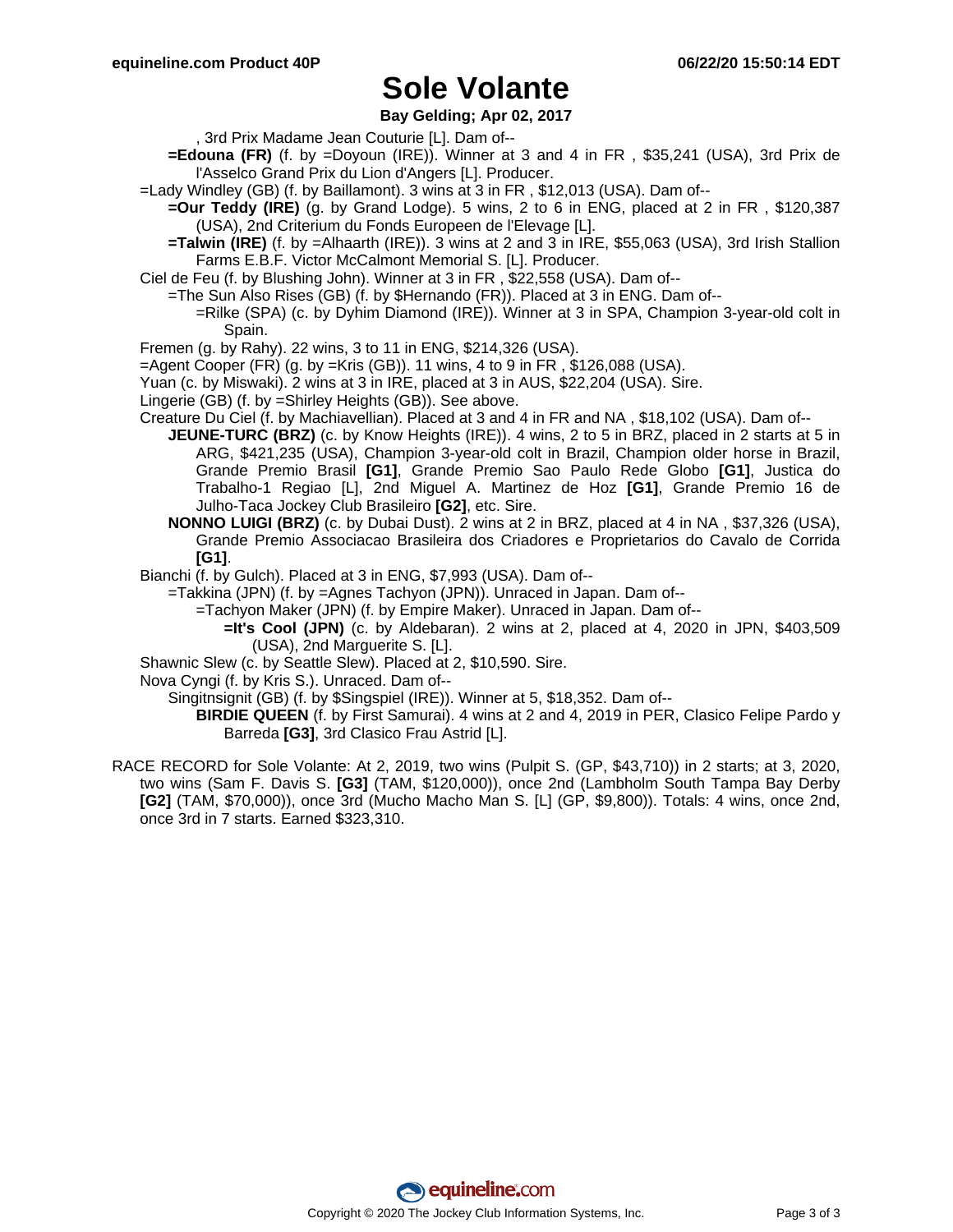# Sole Volante

**Bay Gelding; Apr 02, 2017**

, 3rd Prix Madame Jean Couturie [L]. Dam of--

**=Edouna (FR)** (f. by =Doyoun (IRE)). Winner at 3 and 4 in FR , $35,241 (USA), 3rd Prix de l'Asselco Grand Prix du Lion d'Angers [L]. Producer.

=Lady Windley (GB) (f. by Baillamont). 3 wins at 3 in FR , $12,013 (USA). Dam of--

**=Our Teddy (IRE)** (g. by Grand Lodge). 5 wins, 2 to 6 in ENG, placed at 2 in FR , $120,387 (USA), 2nd Criterium du Fonds Europeen de l'Elevage [L].

**=Talwin (IRE)** (f. by =Alhaarth (IRE)). 3 wins at 2 and 3 in IRE, $55,063 (USA), 3rd Irish Stallion Farms E.B.F. Victor McCalmont Memorial S. [L]. Producer.

Ciel de Feu (f. by Blushing John). Winner at 3 in FR , $22,558 (USA). Dam of--

=The Sun Also Rises (GB) (f. by $Hernando (FR)). Placed at 3 in ENG. Dam of--

=Rilke (SPA) (c. by Dyhim Diamond (IRE)). Winner at 3 in SPA, Champion 3-year-old colt in Spain.

Fremen (g. by Rahy). 22 wins, 3 to 11 in ENG, $214,326 (USA).

=Agent Cooper (FR) (g. by =Kris (GB)). 11 wins, 4 to 9 in FR , $126,088 (USA).

Yuan (c. by Miswaki). 2 wins at 3 in IRE, placed at 3 in AUS, $22,204 (USA). Sire.

Lingerie (GB) (f. by =Shirley Heights (GB)). See above.

Creature Du Ciel (f. by Machiavellian). Placed at 3 and 4 in FR and NA , $18,102 (USA). Dam of--

**JEUNE-TURC (BRZ)** (c. by Know Heights (IRE)). 4 wins, 2 to 5 in BRZ, placed in 2 starts at 5 in ARG, $421,235 (USA), Champion 3-year-old colt in Brazil, Champion older horse in Brazil, Grande Premio Brasil **[G1]**, Grande Premio Sao Paulo Rede Globo **[G1]**, Justica do Trabalho-1 Regiao [L], 2nd Miguel A. Martinez de Hoz **[G1]**, Grande Premio 16 de Julho-Taca Jockey Club Brasileiro **[G2]**, etc. Sire.

**NONNO LUIGI (BRZ)** (c. by Dubai Dust). 2 wins at 2 in BRZ, placed at 4 in NA , $37,326 (USA), Grande Premio Associacao Brasileira dos Criadores e Proprietarios do Cavalo de Corrida **[G1]**.

Bianchi (f. by Gulch). Placed at 3 in ENG, $7,993 (USA). Dam of--

=Takkina (JPN) (f. by =Agnes Tachyon (JPN)). Unraced in Japan. Dam of--

=Tachyon Maker (JPN) (f. by Empire Maker). Unraced in Japan. Dam of--

**=It's Cool (JPN)** (c. by Aldebaran). 2 wins at 2, placed at 4, 2020 in JPN, $403,509 (USA), 2nd Marguerite S. [L].

Shawnic Slew (c. by Seattle Slew). Placed at 2, $10,590. Sire.

Nova Cyngi (f. by Kris S.). Unraced. Dam of--

Singitnsignit (GB) (f. by $Singspiel (IRE)). Winner at 5, $18,352. Dam of--

**BIRDIE QUEEN** (f. by First Samurai). 4 wins at 2 and 4, 2019 in PER, Clasico Felipe Pardo y Barreda **[G3]**, 3rd Clasico Frau Astrid [L].

RACE RECORD for Sole Volante: At 2, 2019, two wins (Pulpit S. (GP, $43,710)) in 2 starts; at 3, 2020, two wins (Sam F. Davis S. **[G3]** (TAM, $120,000)), once 2nd (Lambholm South Tampa Bay Derby **[G2]** (TAM, $70,000)), once 3rd (Mucho Macho Man S. [L] (GP, $9,800)). Totals: 4 wins, once 2nd, once 3rd in 7 starts. Earned $323,310.